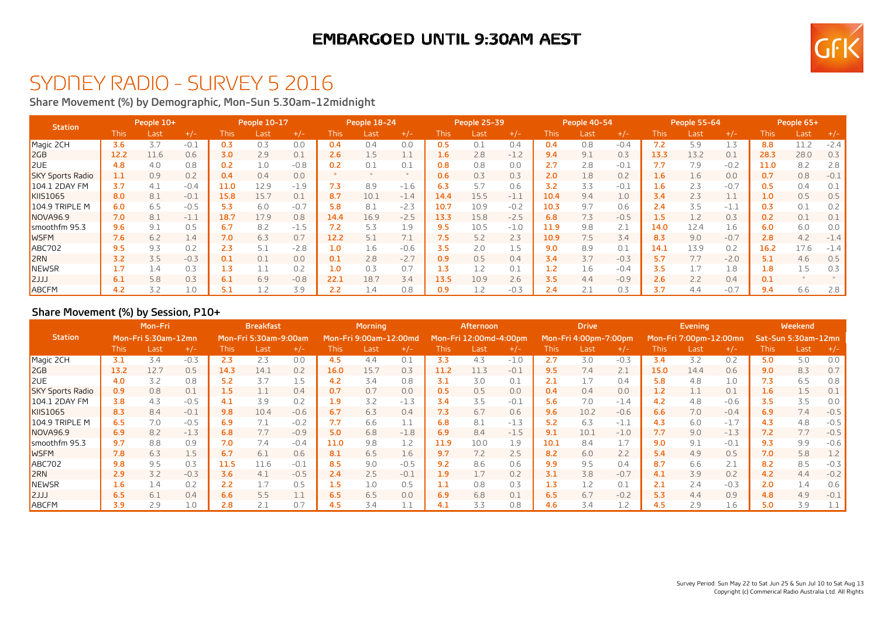EMBARGOED UNTIL 9:30AM AEST

# SYDNEY RADIO - SURVEY 5 2016

## Share Movement (%) by Demographic, Mon-Sun 5.30am-12midnight

| Station | People 10+ | | | People 10-17 | | | People 18-24 | | | People 25-39 | | | People 40-54 | | | People 55-64 | | | People 65+ | | |
|---|---|---|---|---|---|---|---|---|---|---|---|---|---|---|---|---|---|---|---|---|---|
| | This | Last | +/- | This | Last | +/- | This | Last | +/- | This | Last | +/- | This | Last | +/- | This | Last | +/- | This | Last | +/- |
| Magic 2CH | **3.6** | 3.7 | -0.1 | **0.3** | 0.3 | 0.0 | **0.4** | 0.4 | 0.0 | **0.5** | 0.1 | 0.4 | **0.4** | 0.8 | -0.4 | **7.2** | 5.9 | 1.3 | **8.8** | 11.2 | -2.4 |
| 2GB | **12.2** | 11.6 | 0.6 | **3.0** | 2.9 | 0.1 | **2.6** | 1.5 | 1.1 | **1.6** | 2.8 | -1.2 | **9.4** | 9.1 | 0.3 | **13.3** | 13.2 | 0.1 | **28.3** | 28.0 | 0.3 |
| 2UE | **4.8** | 4.0 | 0.8 | **0.2** | 1.0 | -0.8 | **0.2** | 0.1 | 0.1 | **0.8** | 0.8 | 0.0 | **2.7** | 2.8 | -0.1 | **7.7** | 7.9 | -0.2 | **11.0** | 8.2 | 2.8 |
| SKY Sports Radio | **1.1** | 0.9 | 0.2 | **0.4** | 0.4 | 0.0 | * | * | * | **0.6** | 0.3 | 0.3 | **2.0** | 1.8 | 0.2 | **1.6** | 1.6 | 0.0 | **0.7** | 0.8 | -0.1 |
| 104.1 2DAY FM | **3.7** | 4.1 | -0.4 | **11.0** | 12.9 | -1.9 | **7.3** | 8.9 | -1.6 | **6.3** | 5.7 | 0.6 | **3.2** | 3.3 | -0.1 | **1.6** | 2.3 | -0.7 | **0.5** | 0.4 | 0.1 |
| KIIS1065 | **8.0** | 8.1 | -0.1 | **15.8** | 15.7 | 0.1 | **8.7** | 10.1 | -1.4 | **14.4** | 15.5 | -1.1 | **10.4** | 9.4 | 1.0 | **3.4** | 2.3 | 1.1 | **1.0** | 0.5 | 0.5 |
| 104.9 TRIPLE M | **6.0** | 6.5 | -0.5 | **5.3** | 6.0 | -0.7 | **5.8** | 8.1 | -2.3 | **10.7** | 10.9 | -0.2 | **10.3** | 9.7 | 0.6 | **2.4** | 3.5 | -1.1 | **0.3** | 0.1 | 0.2 |
| NOVA96.9 | **7.0** | 8.1 | -1.1 | **18.7** | 17.9 | 0.8 | **14.4** | 16.9 | -2.5 | **13.3** | 15.8 | -2.5 | **6.8** | 7.3 | -0.5 | **1.5** | 1.2 | 0.3 | **0.2** | 0.1 | 0.1 |
| smoothfm 95.3 | **9.6** | 9.1 | 0.5 | **6.7** | 8.2 | -1.5 | **7.2** | 5.3 | 1.9 | **9.5** | 10.5 | -1.0 | **11.9** | 9.8 | 2.1 | **14.0** | 12.4 | 1.6 | **6.0** | 6.0 | 0.0 |
| WSFM | **7.6** | 6.2 | 1.4 | **7.0** | 6.3 | 0.7 | **12.2** | 5.1 | 7.1 | **7.5** | 5.2 | 2.3 | **10.9** | 7.5 | 3.4 | **8.3** | 9.0 | -0.7 | **2.8** | 4.2 | -1.4 |
| ABC702 | **9.5** | 9.3 | 0.2 | **2.3** | 5.1 | -2.8 | **1.0** | 1.6 | -0.6 | **3.5** | 2.0 | 1.5 | **9.0** | 8.9 | 0.1 | **14.1** | 13.9 | 0.2 | **16.2** | 17.6 | -1.4 |
| 2RN | **3.2** | 3.5 | -0.3 | **0.1** | 0.1 | 0.0 | **0.1** | 2.8 | -2.7 | **0.9** | 0.5 | 0.4 | **3.4** | 3.7 | -0.3 | **5.7** | 7.7 | -2.0 | **5.1** | 4.6 | 0.5 |
| NEWSR | **1.7** | 1.4 | 0.3 | **1.3** | 1.1 | 0.2 | **1.0** | 0.3 | 0.7 | **1.3** | 1.2 | 0.1 | **1.2** | 1.6 | -0.4 | **3.5** | 1.7 | 1.8 | **1.8** | 1.5 | 0.3 |
| 2JJJ | **6.1** | 5.8 | 0.3 | **6.1** | 6.9 | -0.8 | **22.1** | 18.7 | 3.4 | **13.5** | 10.9 | 2.6 | **3.5** | 4.4 | -0.9 | **2.6** | 2.2 | 0.4 | **0.1** | * | * |
| ABCFM | **4.2** | 3.2 | 1.0 | **5.1** | 1.2 | 3.9 | **2.2** | 1.4 | 0.8 | **0.9** | 1.2 | -0.3 | **2.4** | 2.1 | 0.3 | **3.7** | 4.4 | -0.7 | **9.4** | 6.6 | 2.8 |

## Share Movement (%) by Session, P10+

| Station | Mon-Fri | | | Breakfast | | | Morning | | | Afternoon | | | Drive | | | Evening | | | Weekend | | |
|---|---|---|---|---|---|---|---|---|---|---|---|---|---|---|---|---|---|---|---|---|---|
| | Mon-Fri 5:30am-12mn | | | Mon-Fri 5:30am-9:00am | | | Mon-Fri 9:00am-12:00md | | | Mon-Fri 12:00md-4:00pm | | | Mon-Fri 4:00pm-7:00pm | | | Mon-Fri 7:00pm-12:00mn | | | Sat-Sun 5:30am-12mn | | |
| | This | Last | +/- | This | Last | +/- | This | Last | +/- | This | Last | +/- | This | Last | +/- | This | Last | +/- | This | Last | +/- |
| Magic 2CH | **3.1** | 3.4 | -0.3 | **2.3** | 2.3 | 0.0 | **4.5** | 4.4 | 0.1 | **3.3** | 4.3 | -1.0 | **2.7** | 3.0 | -0.3 | **3.4** | 3.2 | 0.2 | **5.0** | 5.0 | 0.0 |
| 2GB | **13.2** | 12.7 | 0.5 | **14.3** | 14.1 | 0.2 | **16.0** | 15.7 | 0.3 | **11.2** | 11.3 | -0.1 | **9.5** | 7.4 | 2.1 | **15.0** | 14.4 | 0.6 | **9.0** | 8.3 | 0.7 |
| 2UE | **4.0** | 3.2 | 0.8 | **5.2** | 3.7 | 1.5 | **4.2** | 3.4 | 0.8 | **3.1** | 3.0 | 0.1 | **2.1** | 1.7 | 0.4 | **5.8** | 4.8 | 1.0 | **7.3** | 6.5 | 0.8 |
| SKY Sports Radio | **0.9** | 0.8 | 0.1 | **1.5** | 1.1 | 0.4 | **0.7** | 0.7 | 0.0 | **0.5** | 0.5 | 0.0 | **0.4** | 0.4 | 0.0 | **1.2** | 1.1 | 0.1 | **1.6** | 1.5 | 0.1 |
| 104.1 2DAY FM | **3.8** | 4.3 | -0.5 | **4.1** | 3.9 | 0.2 | **1.9** | 3.2 | -1.3 | **3.4** | 3.5 | -0.1 | **5.6** | 7.0 | -1.4 | **4.2** | 4.8 | -0.6 | **3.5** | 3.5 | 0.0 |
| KIIS1065 | **8.3** | 8.4 | -0.1 | **9.8** | 10.4 | -0.6 | **6.7** | 6.3 | 0.4 | **7.3** | 6.7 | 0.6 | **9.6** | 10.2 | -0.6 | **6.6** | 7.0 | -0.4 | **6.9** | 7.4 | -0.5 |
| 104.9 TRIPLE M | **6.5** | 7.0 | -0.5 | **6.9** | 7.1 | -0.2 | **7.7** | 6.6 | 1.1 | **6.8** | 8.1 | -1.3 | **5.2** | 6.3 | -1.1 | **4.3** | 6.0 | -1.7 | **4.3** | 4.8 | -0.5 |
| NOVA96.9 | **6.9** | 8.2 | -1.3 | **6.8** | 7.7 | -0.9 | **5.0** | 6.8 | -1.8 | **6.9** | 8.4 | -1.5 | **9.1** | 10.1 | -1.0 | **7.7** | 9.0 | -1.3 | **7.2** | 7.7 | -0.5 |
| smoothfm 95.3 | **9.7** | 8.8 | 0.9 | **7.0** | 7.4 | -0.4 | **11.0** | 9.8 | 1.2 | **11.9** | 10.0 | 1.9 | **10.1** | 8.4 | 1.7 | **9.0** | 9.1 | -0.1 | **9.3** | 9.9 | -0.6 |
| WSFM | **7.8** | 6.3 | 1.5 | **6.7** | 6.1 | 0.6 | **8.1** | 6.5 | 1.6 | **9.7** | 7.2 | 2.5 | **8.2** | 6.0 | 2.2 | **5.4** | 4.9 | 0.5 | **7.0** | 5.8 | 1.2 |
| ABC702 | **9.8** | 9.5 | 0.3 | **11.5** | 11.6 | -0.1 | **8.5** | 9.0 | -0.5 | **9.2** | 8.6 | 0.6 | **9.9** | 9.5 | 0.4 | **8.7** | 6.6 | 2.1 | **8.2** | 8.5 | -0.3 |
| 2RN | **2.9** | 3.2 | -0.3 | **3.6** | 4.1 | -0.5 | **2.4** | 2.5 | -0.1 | **1.9** | 1.7 | 0.2 | **3.1** | 3.8 | -0.7 | **4.1** | 3.9 | 0.2 | **4.2** | 4.4 | -0.2 |
| NEWSR | **1.6** | 1.4 | 0.2 | **2.2** | 1.7 | 0.5 | **1.5** | 1.0 | 0.5 | **1.1** | 0.8 | 0.3 | **1.3** | 1.2 | 0.1 | **2.1** | 2.4 | -0.3 | **2.0** | 1.4 | 0.6 |
| 2JJJ | **6.5** | 6.1 | 0.4 | **6.6** | 5.5 | 1.1 | **6.5** | 6.5 | 0.0 | **6.9** | 6.8 | 0.1 | **6.5** | 6.7 | -0.2 | **5.3** | 4.4 | 0.9 | **4.8** | 4.9 | -0.1 |
| ABCFM | **3.9** | 2.9 | 1.0 | **2.8** | 2.1 | 0.7 | **4.5** | 3.4 | 1.1 | **4.1** | 3.3 | 0.8 | **4.6** | 3.4 | 1.2 | **4.5** | 2.9 | 1.6 | **5.0** | 3.9 | 1.1 |

Survey Period: Sun May 22 to Sat Jun 25 & Sun Jul 10 to Sat Aug 13
Copyright (c) Commerical Radio Australia Ltd. All Rights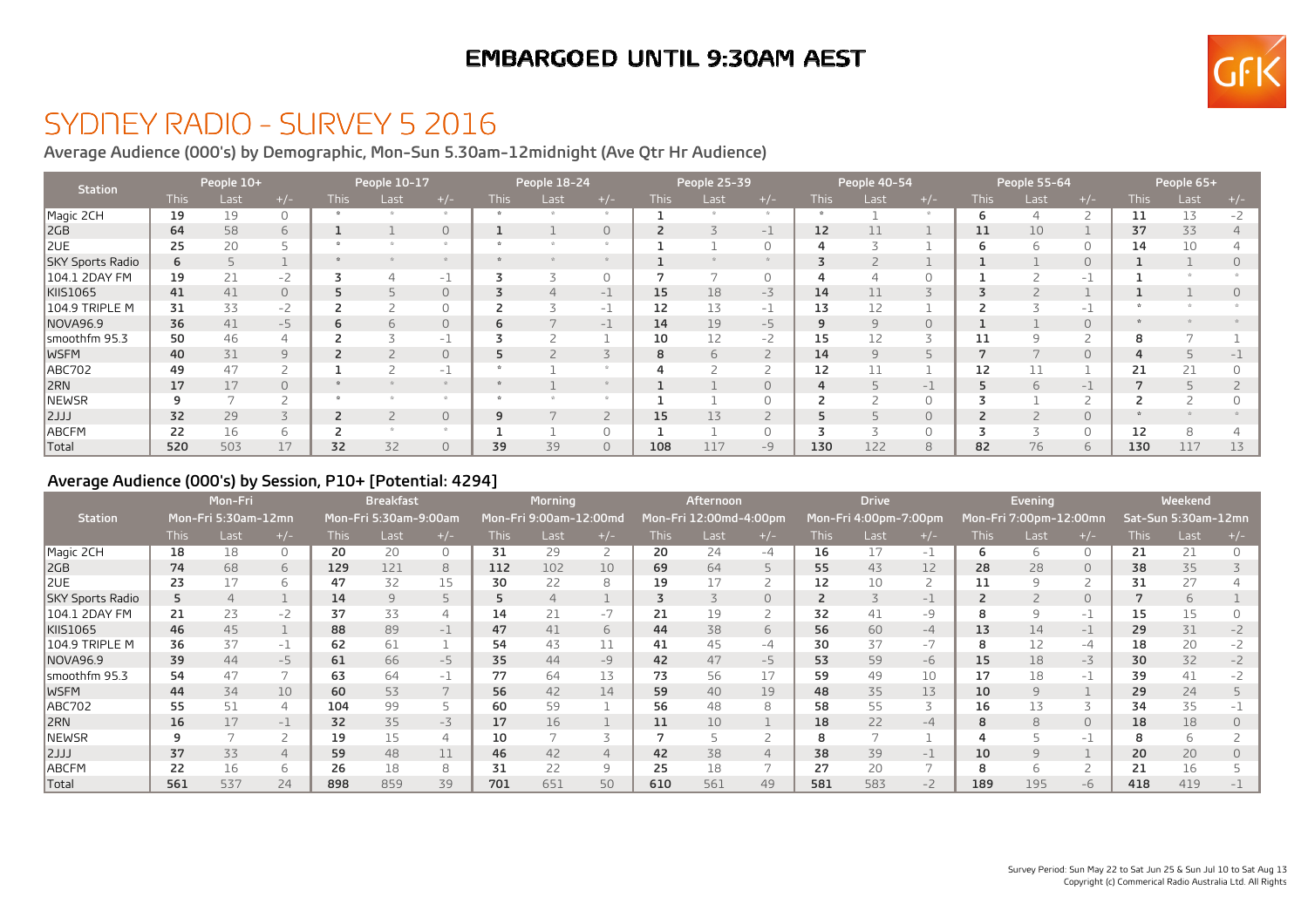EMBARGOED UNTIL 9:30AM AEST

# SYDNEY RADIO - SURVEY 5 2016

## Average Audience (000's) by Demographic, Mon-Sun 5.30am-12midnight (Ave Qtr Hr Audience)

| Station | People 10+ | | | People 10-17 | | | People 18-24 | | | People 25-39 | | | People 40-54 | | | People 55-64 | | | People 65+ | | |
|---|---|---|---|---|---|---|---|---|---|---|---|---|---|---|---|---|---|---|---|---|---|
| | This | Last | +/- | This | Last | +/- | This | Last | +/- | This | Last | +/- | This | Last | +/- | This | Last | +/- | This | Last | +/- |
| Magic 2CH | 19 | 19 | 0 | * | * | * | * | * | * | 1 | * | * | * | 1 | * | 6 | 4 | 2 | 11 | 13 | -2 |
| 2GB | 64 | 58 | 6 | 1 | 1 | 0 | 1 | 1 | 0 | 2 | 3 | -1 | 12 | 11 | 1 | 11 | 10 | 1 | 37 | 33 | 4 |
| 2UE | 25 | 20 | 5 | * | * | * | * | * | * | 1 | 1 | 0 | 4 | 3 | 1 | 6 | 6 | 0 | 14 | 10 | 4 |
| SKY Sports Radio | 6 | 5 | 1 | * | * | * | * | * | * | 1 | * | * | 3 | 2 | 1 | 1 | 1 | 0 | 1 | 1 | 0 |
| 104.1 2DAY FM | 19 | 21 | -2 | 3 | 4 | -1 | 3 | 3 | 0 | 7 | 7 | 0 | 4 | 4 | 0 | 1 | 2 | -1 | 1 | * | * |
| KIIS1065 | 41 | 41 | 0 | 5 | 5 | 0 | 3 | 4 | -1 | 15 | 18 | -3 | 14 | 11 | 3 | 3 | 2 | 1 | 1 | 1 | 0 |
| 104.9 TRIPLE M | 31 | 33 | -2 | 2 | 2 | 0 | 2 | 3 | -1 | 12 | 13 | -1 | 13 | 12 | 1 | 2 | 3 | -1 | * | * | * |
| NOVA96.9 | 36 | 41 | -5 | 6 | 6 | 0 | 6 | 7 | -1 | 14 | 19 | -5 | 9 | 9 | 0 | 1 | 1 | 0 | * | * | * |
| smoothfm 95.3 | 50 | 46 | 4 | 2 | 3 | -1 | 3 | 2 | 1 | 10 | 12 | -2 | 15 | 12 | 3 | 11 | 9 | 2 | 8 | 7 | 1 |
| WSFM | 40 | 31 | 9 | 2 | 2 | 0 | 5 | 2 | 3 | 8 | 6 | 2 | 14 | 9 | 5 | 7 | 7 | 0 | 4 | 5 | -1 |
| ABC702 | 49 | 47 | 2 | 1 | 2 | -1 | * | 1 | * | 4 | 2 | 2 | 12 | 11 | 1 | 12 | 11 | 1 | 21 | 21 | 0 |
| 2RN | 17 | 17 | 0 | * | * | * | * | 1 | * | 1 | 1 | 0 | 4 | 5 | -1 | 5 | 6 | -1 | 7 | 5 | 2 |
| NEWSR | 9 | 7 | 2 | * | * | * | * | * | * | 1 | 1 | 0 | 2 | 2 | 0 | 3 | 1 | 2 | 2 | 2 | 0 |
| 2JJJ | 32 | 29 | 3 | 2 | 2 | 0 | 9 | 7 | 2 | 15 | 13 | 2 | 5 | 5 | 0 | 2 | 2 | 0 | * | * | * |
| ABCFM | 22 | 16 | 6 | 2 | * | * | 1 | 1 | 0 | 1 | 1 | 0 | 3 | 3 | 0 | 3 | 3 | 0 | 12 | 8 | 4 |
| Total | 520 | 503 | 17 | 32 | 32 | 0 | 39 | 39 | 0 | 108 | 117 | -9 | 130 | 122 | 8 | 82 | 76 | 6 | 130 | 117 | 13 |

## Average Audience (000's) by Session, P10+ [Potential: 4294]

| Station | Mon-Fri | | | Breakfast | | | Morning | | | Afternoon | | | Drive | | | Evening | | | Weekend | | |
|---|---|---|---|---|---|---|---|---|---|---|---|---|---|---|---|---|---|---|---|---|---|
| | Mon-Fri 5:30am-12mn | | | Mon-Fri 5:30am-9:00am | | | Mon-Fri 9:00am-12:00md | | | Mon-Fri 12:00md-4:00pm | | | Mon-Fri 4:00pm-7:00pm | | | Mon-Fri 7:00pm-12:00mn | | | Sat-Sun 5:30am-12mn | | |
| | This | Last | +/- | This | Last | +/- | This | Last | +/- | This | Last | +/- | This | Last | +/- | This | Last | +/- | This | Last | +/- |
| Magic 2CH | 18 | 18 | 0 | 20 | 20 | 0 | 31 | 29 | 2 | 20 | 24 | -4 | 16 | 17 | -1 | 6 | 6 | 0 | 21 | 21 | 0 |
| 2GB | 74 | 68 | 6 | 129 | 121 | 8 | 112 | 102 | 10 | 69 | 64 | 5 | 55 | 43 | 12 | 28 | 28 | 0 | 38 | 35 | 3 |
| 2UE | 23 | 17 | 6 | 47 | 32 | 15 | 30 | 22 | 8 | 19 | 17 | 2 | 12 | 10 | 2 | 11 | 9 | 2 | 31 | 27 | 4 |
| SKY Sports Radio | 5 | 4 | 1 | 14 | 9 | 5 | 5 | 4 | 1 | 3 | 3 | 0 | 2 | 3 | -1 | 2 | 2 | 0 | 7 | 6 | 1 |
| 104.1 2DAY FM | 21 | 23 | -2 | 37 | 33 | 4 | 14 | 21 | -7 | 21 | 19 | 2 | 32 | 41 | -9 | 8 | 9 | -1 | 15 | 15 | 0 |
| KIIS1065 | 46 | 45 | 1 | 88 | 89 | -1 | 47 | 41 | 6 | 44 | 38 | 6 | 56 | 60 | -4 | 13 | 14 | -1 | 29 | 31 | -2 |
| 104.9 TRIPLE M | 36 | 37 | -1 | 62 | 61 | 1 | 54 | 43 | 11 | 41 | 45 | -4 | 30 | 37 | -7 | 8 | 12 | -4 | 18 | 20 | -2 |
| NOVA96.9 | 39 | 44 | -5 | 61 | 66 | -5 | 35 | 44 | -9 | 42 | 47 | -5 | 53 | 59 | -6 | 15 | 18 | -3 | 30 | 32 | -2 |
| smoothfm 95.3 | 54 | 47 | 7 | 63 | 64 | -1 | 77 | 64 | 13 | 73 | 56 | 17 | 59 | 49 | 10 | 17 | 18 | -1 | 39 | 41 | -2 |
| WSFM | 44 | 34 | 10 | 60 | 53 | 7 | 56 | 42 | 14 | 59 | 40 | 19 | 48 | 35 | 13 | 10 | 9 | 1 | 29 | 24 | 5 |
| ABC702 | 55 | 51 | 4 | 104 | 99 | 5 | 60 | 59 | 1 | 56 | 48 | 8 | 58 | 55 | 3 | 16 | 13 | 3 | 34 | 35 | -1 |
| 2RN | 16 | 17 | -1 | 32 | 35 | -3 | 17 | 16 | 1 | 11 | 10 | 1 | 18 | 22 | -4 | 8 | 8 | 0 | 18 | 18 | 0 |
| NEWSR | 9 | 7 | 2 | 19 | 15 | 4 | 10 | 7 | 3 | 7 | 5 | 2 | 8 | 7 | 1 | 4 | 5 | -1 | 8 | 6 | 2 |
| 2JJJ | 37 | 33 | 4 | 59 | 48 | 11 | 46 | 42 | 4 | 42 | 38 | 4 | 38 | 39 | -1 | 10 | 9 | 1 | 20 | 20 | 0 |
| ABCFM | 22 | 16 | 6 | 26 | 18 | 8 | 31 | 22 | 9 | 25 | 18 | 7 | 27 | 20 | 7 | 8 | 6 | 2 | 21 | 16 | 5 |
| Total | 561 | 537 | 24 | 898 | 859 | 39 | 701 | 651 | 50 | 610 | 561 | 49 | 581 | 583 | -2 | 189 | 195 | -6 | 418 | 419 | -1 |

Survey Period: Sun May 22 to Sat Jun 25 & Sun Jul 10 to Sat Aug 13
Copyright (c) Commerical Radio Australia Ltd. All Rights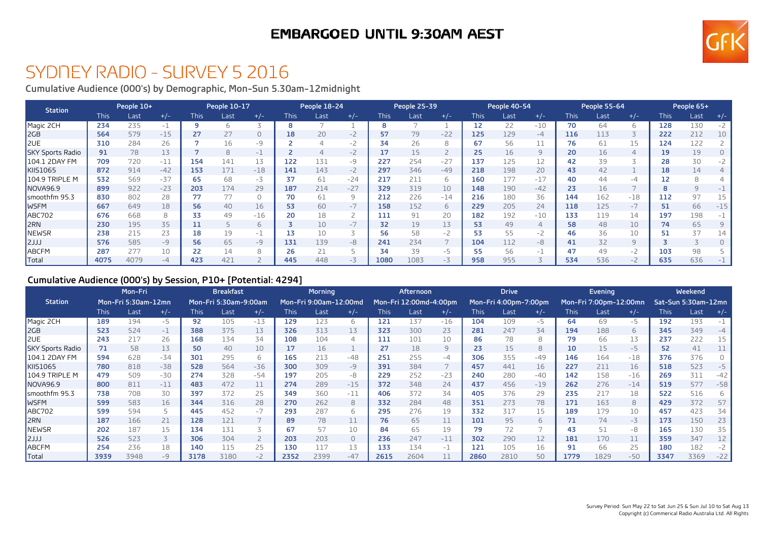**EMBARGOED UNTIL 9:30AM AEST**

# SYDNEY RADIO - SURVEY 5 2016

### Cumulative Audience (000's) by Demographic, Mon-Sun 5.30am-12midnight

| Station | People 10+ | | | People 10-17 | | | People 18-24 | | | People 25-39 | | | People 40-54 | | | People 55-64 | | | People 65+ | | |
|---|---|---|---|---|---|---|---|---|---|---|---|---|---|---|---|---|---|---|---|---|---|
| | This | Last | +/- | This | Last | +/- | This | Last | +/- | This | Last | +/- | This | Last | +/- | This | Last | +/- | This | Last | +/- |
| Magic 2CH | 234 | 235 | -1 | 9 | 6 | 3 | 8 | 7 | 1 | 8 | 7 | 1 | 12 | 22 | -10 | 70 | 64 | 6 | 128 | 130 | -2 |
| 2GB | 564 | 579 | -15 | 27 | 27 | 0 | 18 | 20 | -2 | 57 | 79 | -22 | 125 | 129 | -4 | 116 | 113 | 3 | 222 | 212 | 10 |
| 2UE | 310 | 284 | 26 | 7 | 16 | -9 | 2 | 4 | -2 | 34 | 26 | 8 | 67 | 56 | 11 | 76 | 61 | 15 | 124 | 122 | 2 |
| SKY Sports Radio | 91 | 78 | 13 | 7 | 8 | -1 | 2 | 4 | -2 | 17 | 15 | 2 | 25 | 16 | 9 | 20 | 16 | 4 | 19 | 19 | 0 |
| 104.1 2DAY FM | 709 | 720 | -11 | 154 | 141 | 13 | 122 | 131 | -9 | 227 | 254 | -27 | 137 | 125 | 12 | 42 | 39 | 3 | 28 | 30 | -2 |
| KIIS1065 | 872 | 914 | -42 | 153 | 171 | -18 | 141 | 143 | -2 | 297 | 346 | -49 | 218 | 198 | 20 | 43 | 42 | 1 | 18 | 14 | 4 |
| 104.9 TRIPLE M | 532 | 569 | -37 | 65 | 68 | -3 | 37 | 61 | -24 | 217 | 211 | 6 | 160 | 177 | -17 | 40 | 44 | -4 | 12 | 8 | 4 |
| NOVA96.9 | 899 | 922 | -23 | 203 | 174 | 29 | 187 | 214 | -27 | 329 | 319 | 10 | 148 | 190 | -42 | 23 | 16 | 7 | 8 | 9 | -1 |
| smoothfm 95.3 | 830 | 802 | 28 | 77 | 77 | 0 | 70 | 61 | 9 | 212 | 226 | -14 | 216 | 180 | 36 | 144 | 162 | -18 | 112 | 97 | 15 |
| WSFM | 667 | 649 | 18 | 56 | 40 | 16 | 53 | 60 | -7 | 158 | 152 | 6 | 229 | 205 | 24 | 118 | 125 | -7 | 51 | 66 | -15 |
| ABC702 | 676 | 668 | 8 | 33 | 49 | -16 | 20 | 18 | 2 | 111 | 91 | 20 | 182 | 192 | -10 | 133 | 119 | 14 | 197 | 198 | -1 |
| 2RN | 230 | 195 | 35 | 11 | 5 | 6 | 3 | 10 | -7 | 32 | 19 | 13 | 53 | 49 | 4 | 58 | 48 | 10 | 74 | 65 | 9 |
| NEWSR | 238 | 215 | 23 | 18 | 19 | -1 | 13 | 10 | 3 | 56 | 58 | -2 | 53 | 55 | -2 | 46 | 36 | 10 | 51 | 37 | 14 |
| 2JJJ | 576 | 585 | -9 | 56 | 65 | -9 | 131 | 139 | -8 | 241 | 234 | 7 | 104 | 112 | -8 | 41 | 32 | 9 | 3 | 3 | 0 |
| ABCFM | 287 | 277 | 10 | 22 | 14 | 8 | 26 | 21 | 5 | 34 | 39 | -5 | 55 | 56 | -1 | 47 | 49 | -2 | 103 | 98 | 5 |
| Total | 4075 | 4079 | -4 | 423 | 421 | 2 | 445 | 448 | -3 | 1080 | 1083 | -3 | 958 | 955 | 3 | 534 | 536 | -2 | 635 | 636 | -1 |

### Cumulative Audience (000's) by Session, P10+ [Potential: 4294]

| Station | Mon-Fri Mon-Fri 5:30am-12mn | | | Breakfast Mon-Fri 5:30am-9:00am | | | Morning Mon-Fri 9:00am-12:00md | | | Afternoon Mon-Fri 12:00md-4:00pm | | | Drive Mon-Fri 4:00pm-7:00pm | | | Evening Mon-Fri 7:00pm-12:00mn | | | Weekend Sat-Sun 5:30am-12mn | | |
|---|---|---|---|---|---|---|---|---|---|---|---|---|---|---|---|---|---|---|---|---|---|
| | This | Last | +/- | This | Last | +/- | This | Last | +/- | This | Last | +/- | This | Last | +/- | This | Last | +/- | This | Last | +/- |
| Magic 2CH | 189 | 194 | -5 | 92 | 105 | -13 | 129 | 123 | 6 | 121 | 137 | -16 | 104 | 109 | -5 | 64 | 69 | -5 | 192 | 193 | -1 |
| 2GB | 523 | 524 | -1 | 388 | 375 | 13 | 326 | 313 | 13 | 323 | 300 | 23 | 281 | 247 | 34 | 194 | 188 | 6 | 345 | 349 | -4 |
| 2UE | 243 | 217 | 26 | 168 | 134 | 34 | 108 | 104 | 4 | 111 | 101 | 10 | 86 | 78 | 8 | 79 | 66 | 13 | 237 | 222 | 15 |
| SKY Sports Radio | 71 | 58 | 13 | 50 | 40 | 10 | 17 | 16 | 1 | 27 | 18 | 9 | 23 | 15 | 8 | 10 | 15 | -5 | 52 | 41 | 11 |
| 104.1 2DAY FM | 594 | 628 | -34 | 301 | 295 | 6 | 165 | 213 | -48 | 251 | 255 | -4 | 306 | 355 | -49 | 146 | 164 | -18 | 376 | 376 | 0 |
| KIIS1065 | 780 | 818 | -38 | 528 | 564 | -36 | 300 | 309 | -9 | 391 | 384 | 7 | 457 | 441 | 16 | 227 | 211 | 16 | 518 | 523 | -5 |
| 104.9 TRIPLE M | 479 | 509 | -30 | 274 | 328 | -54 | 197 | 205 | -8 | 229 | 252 | -23 | 240 | 280 | -40 | 142 | 158 | -16 | 269 | 311 | -42 |
| NOVA96.9 | 800 | 811 | -11 | 483 | 472 | 11 | 274 | 289 | -15 | 372 | 348 | 24 | 437 | 456 | -19 | 262 | 276 | -14 | 519 | 577 | -58 |
| smoothfm 95.3 | 738 | 708 | 30 | 397 | 372 | 25 | 349 | 360 | -11 | 406 | 372 | 34 | 405 | 376 | 29 | 235 | 217 | 18 | 522 | 516 | 6 |
| WSFM | 599 | 583 | 16 | 344 | 316 | 28 | 270 | 262 | 8 | 332 | 284 | 48 | 351 | 273 | 78 | 171 | 163 | 8 | 429 | 372 | 57 |
| ABC702 | 599 | 594 | 5 | 445 | 452 | -7 | 293 | 287 | 6 | 295 | 276 | 19 | 332 | 317 | 15 | 189 | 179 | 10 | 457 | 423 | 34 |
| 2RN | 187 | 166 | 21 | 128 | 121 | 7 | 89 | 78 | 11 | 76 | 65 | 11 | 101 | 95 | 6 | 71 | 74 | -3 | 173 | 150 | 23 |
| NEWSR | 202 | 187 | 15 | 134 | 131 | 3 | 67 | 57 | 10 | 84 | 65 | 19 | 79 | 72 | 7 | 43 | 51 | -8 | 165 | 130 | 35 |
| 2JJJ | 526 | 523 | 3 | 306 | 304 | 2 | 203 | 203 | 0 | 236 | 247 | -11 | 302 | 290 | 12 | 181 | 170 | 11 | 359 | 347 | 12 |
| ABCFM | 254 | 236 | 18 | 140 | 115 | 25 | 130 | 117 | 13 | 133 | 134 | -1 | 121 | 105 | 16 | 91 | 66 | 25 | 180 | 182 | -2 |
| Total | 3939 | 3948 | -9 | 3178 | 3180 | -2 | 2352 | 2399 | -47 | 2615 | 2604 | 11 | 2860 | 2810 | 50 | 1779 | 1829 | -50 | 3347 | 3369 | -22 |

Survey Period: Sun May 22 to Sat Jun 25 & Sun Jul 10 to Sat Aug 13
Copyright (c) Commerical Radio Australia Ltd. All Rights